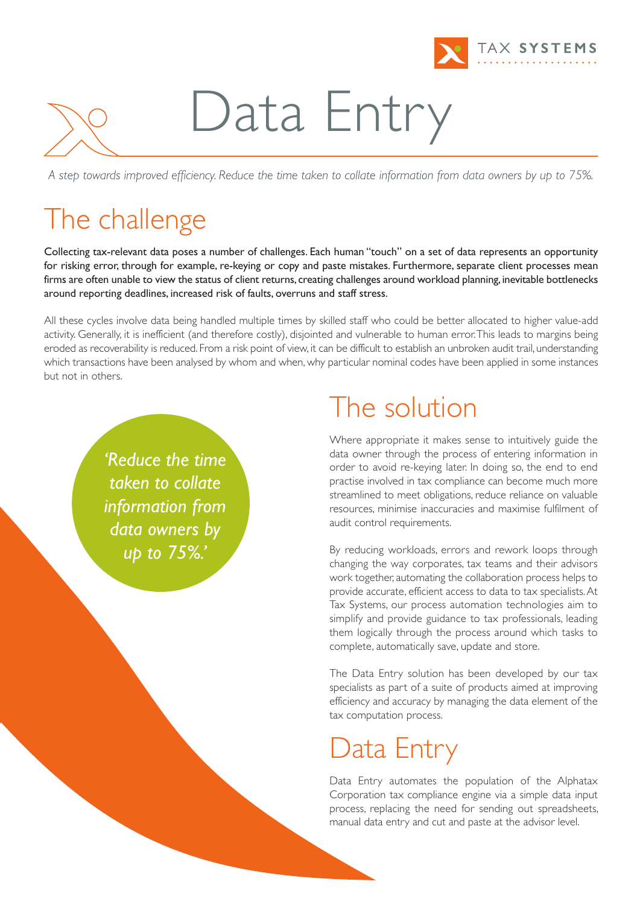# Data Entry

*A step towards improved efficiency. Reduce the time taken to collate information from data owners by up to 75%.*

## The challenge

Collecting tax-relevant data poses a number of challenges. Each human "touch" on a set of data represents an opportunity for risking error, through for example, re-keying or copy and paste mistakes. Furthermore, separate client processes mean firms are often unable to view the status of client returns, creating challenges around workload planning, inevitable bottlenecks around reporting deadlines, increased risk of faults, overruns and staff stress.

All these cycles involve data being handled multiple times by skilled staff who could be better allocated to higher value-add activity. Generally, it is inefficient (and therefore costly), disjointed and vulnerable to human error. This leads to margins being eroded as recoverability is reduced. From a risk point of view, it can be difficult to establish an unbroken audit trail, understanding which transactions have been analysed by whom and when, why particular nominal codes have been applied in some instances but not in others.

*'Reduce the time taken to collate information from data owners by up to 75%.'*

## The solution

Where appropriate it makes sense to intuitively guide the data owner through the process of entering information in order to avoid re-keying later. In doing so, the end to end practise involved in tax compliance can become much more streamlined to meet obligations, reduce reliance on valuable resources, minimise inaccuracies and maximise fulfilment of audit control requirements.

By reducing workloads, errors and rework loops through changing the way corporates, tax teams and their advisors work together, automating the collaboration process helps to provide accurate, efficient access to data to tax specialists. At Tax Systems, our process automation technologies aim to simplify and provide guidance to tax professionals, leading them logically through the process around which tasks to complete, automatically save, update and store.

The Data Entry solution has been developed by our tax specialists as part of a suite of products aimed at improving efficiency and accuracy by managing the data element of the tax computation process.

## Data Entry

Data Entry automates the population of the Alphatax Corporation tax compliance engine via a simple data input process, replacing the need for sending out spreadsheets, manual data entry and cut and paste at the advisor level.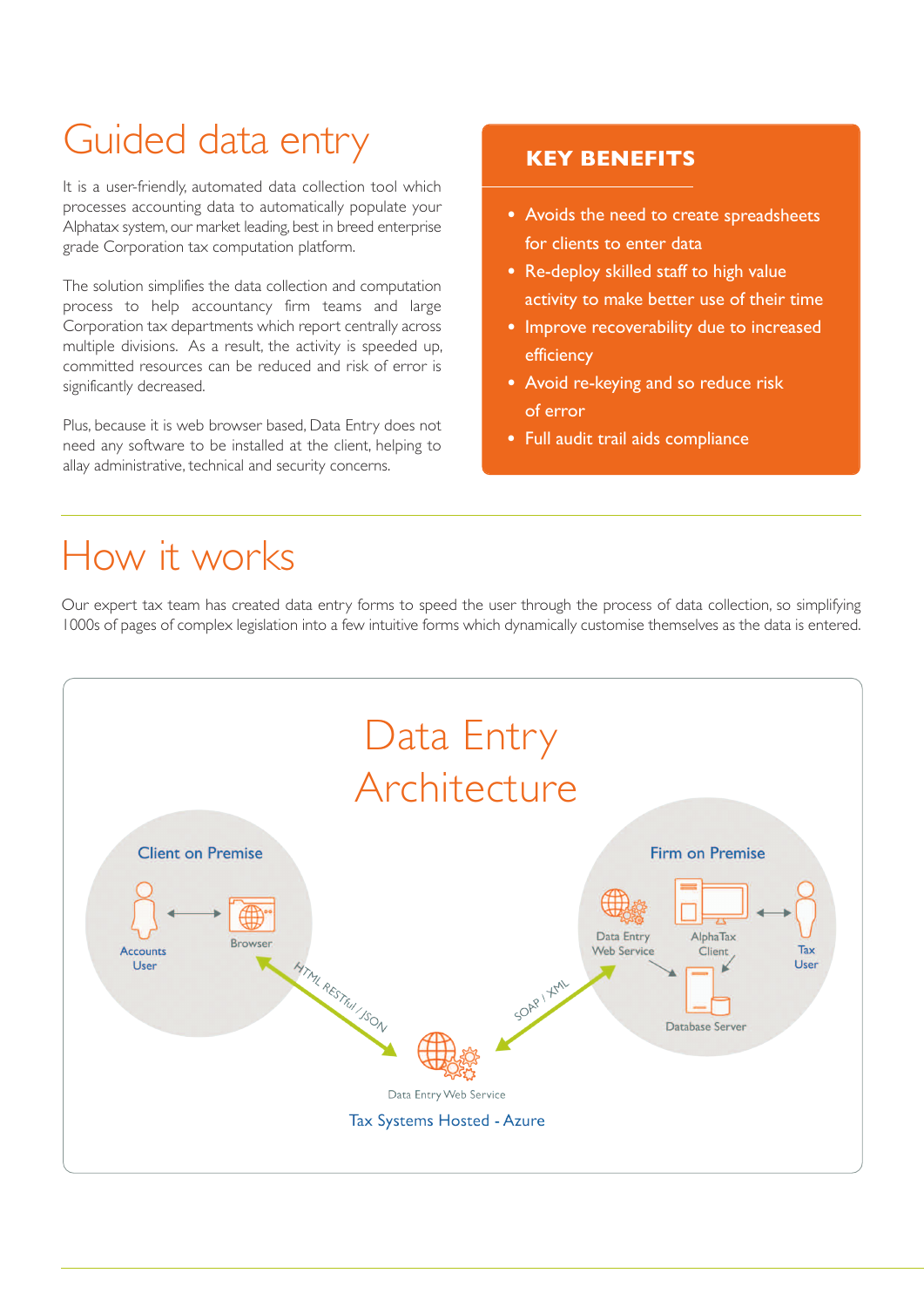# Guided data entry

It is a user-friendly, automated data collection tool which processes accounting data to automatically populate your Alphatax system, our market leading, best in breed enterprise grade Corporation tax computation platform.

The solution simplifies the data collection and computation process to help accountancy firm teams and large Corporation tax departments which report centrally across multiple divisions. As a result, the activity is speeded up, committed resources can be reduced and risk of error is significantly decreased.

Plus, because it is web browser based, Data Entry does not need any software to be installed at the client, helping to allay administrative, technical and security concerns.

## KEY BENEFITS

- Avoids the need to create spreadsheets for clients to enter data
- Re-deploy skilled staff to high value activity to make better use of their time
- Improve recoverability due to increased efficiency
- Avoid re-keying and so reduce risk of error
- Full audit trail aids compliance

# How it works

Our expert tax team has created data entry forms to speed the user through the process of data collection, so simplifying 1000s of pages of complex legislation into a few intuitive forms which dynamically customise themselves as the data is entered.

## Data Entry Architecture

Client on Premise

Accounts User

Browser

HTML RESTful / JSON

Firm on Premise

Data Entry Web Service

AlphaTax Client

Tax User

Database Server

SOAP / XML

Data Entry Web Service

Tax Systems Hosted - Azure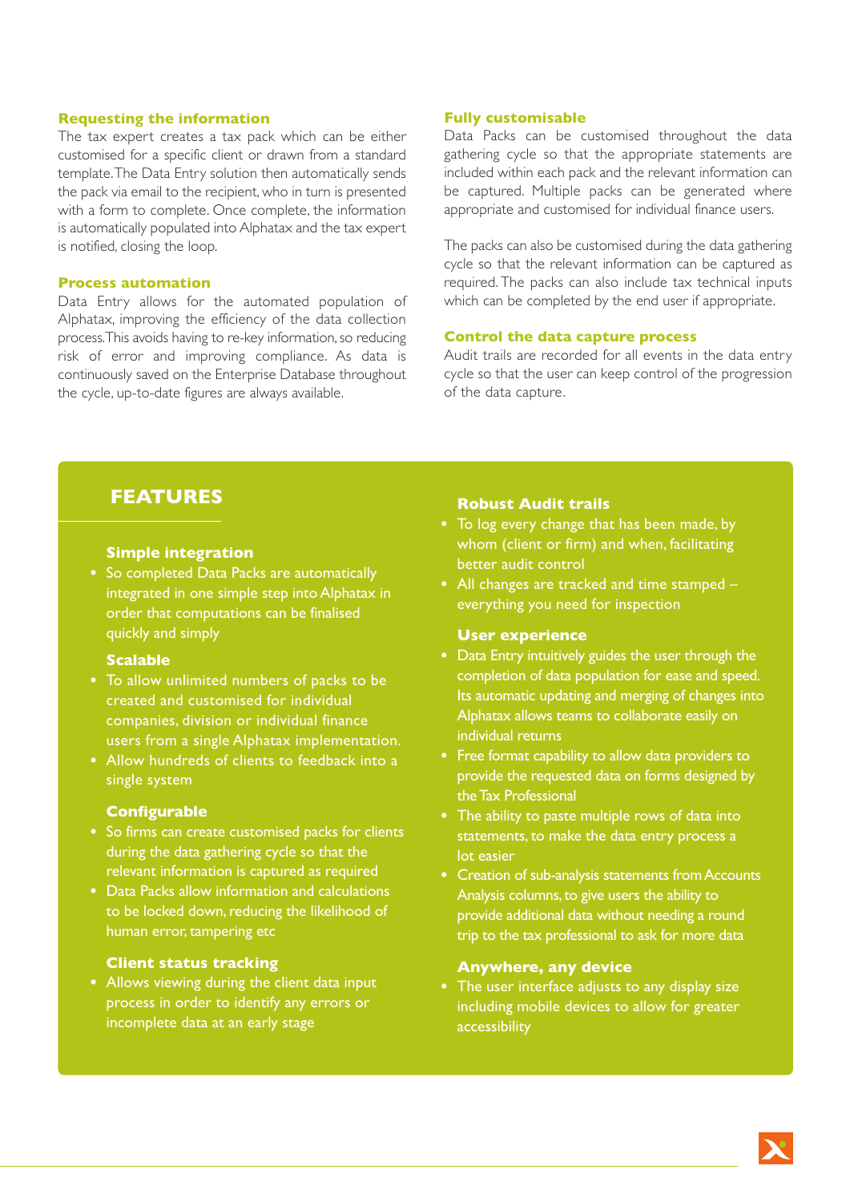### Requesting the information

The tax expert creates a tax pack which can be either customised for a specific client or drawn from a standard template. The Data Entry solution then automatically sends the pack via email to the recipient, who in turn is presented with a form to complete. Once complete, the information is automatically populated into Alphatax and the tax expert is notified, closing the loop.

### Process automation

Data Entry allows for the automated population of Alphatax, improving the efficiency of the data collection process. This avoids having to re-key information, so reducing risk of error and improving compliance. As data is continuously saved on the Enterprise Database throughout the cycle, up-to-date figures are always available.

### Fully customisable

Data Packs can be customised throughout the data gathering cycle so that the appropriate statements are included within each pack and the relevant information can be captured. Multiple packs can be generated where appropriate and customised for individual finance users.

The packs can also be customised during the data gathering cycle so that the relevant information can be captured as required. The packs can also include tax technical inputs which can be completed by the end user if appropriate.

### Control the data capture process

Audit trails are recorded for all events in the data entry cycle so that the user can keep control of the progression of the data capture.

## FEATURES

### Simple integration

- So completed Data Packs are automatically integrated in one simple step into Alphatax in order that computations can be finalised quickly and simply

### Scalable

- To allow unlimited numbers of packs to be created and customised for individual companies, division or individual finance users from a single Alphatax implementation.
- Allow hundreds of clients to feedback into a single system

### Configurable

- So firms can create customised packs for clients during the data gathering cycle so that the relevant information is captured as required
- Data Packs allow information and calculations to be locked down, reducing the likelihood of human error, tampering etc

### Client status tracking

- Allows viewing during the client data input process in order to identify any errors or incomplete data at an early stage

### Robust Audit trails

- To log every change that has been made, by whom (client or firm) and when, facilitating better audit control
- All changes are tracked and time stamped – everything you need for inspection

### User experience

- Data Entry intuitively guides the user through the completion of data population for ease and speed. Its automatic updating and merging of changes into Alphatax allows teams to collaborate easily on individual returns
- Free format capability to allow data providers to provide the requested data on forms designed by the Tax Professional
- The ability to paste multiple rows of data into statements, to make the data entry process a lot easier
- Creation of sub-analysis statements from Accounts Analysis columns, to give users the ability to provide additional data without needing a round trip to the tax professional to ask for more data

### Anywhere, any device

- The user interface adjusts to any display size including mobile devices to allow for greater accessibility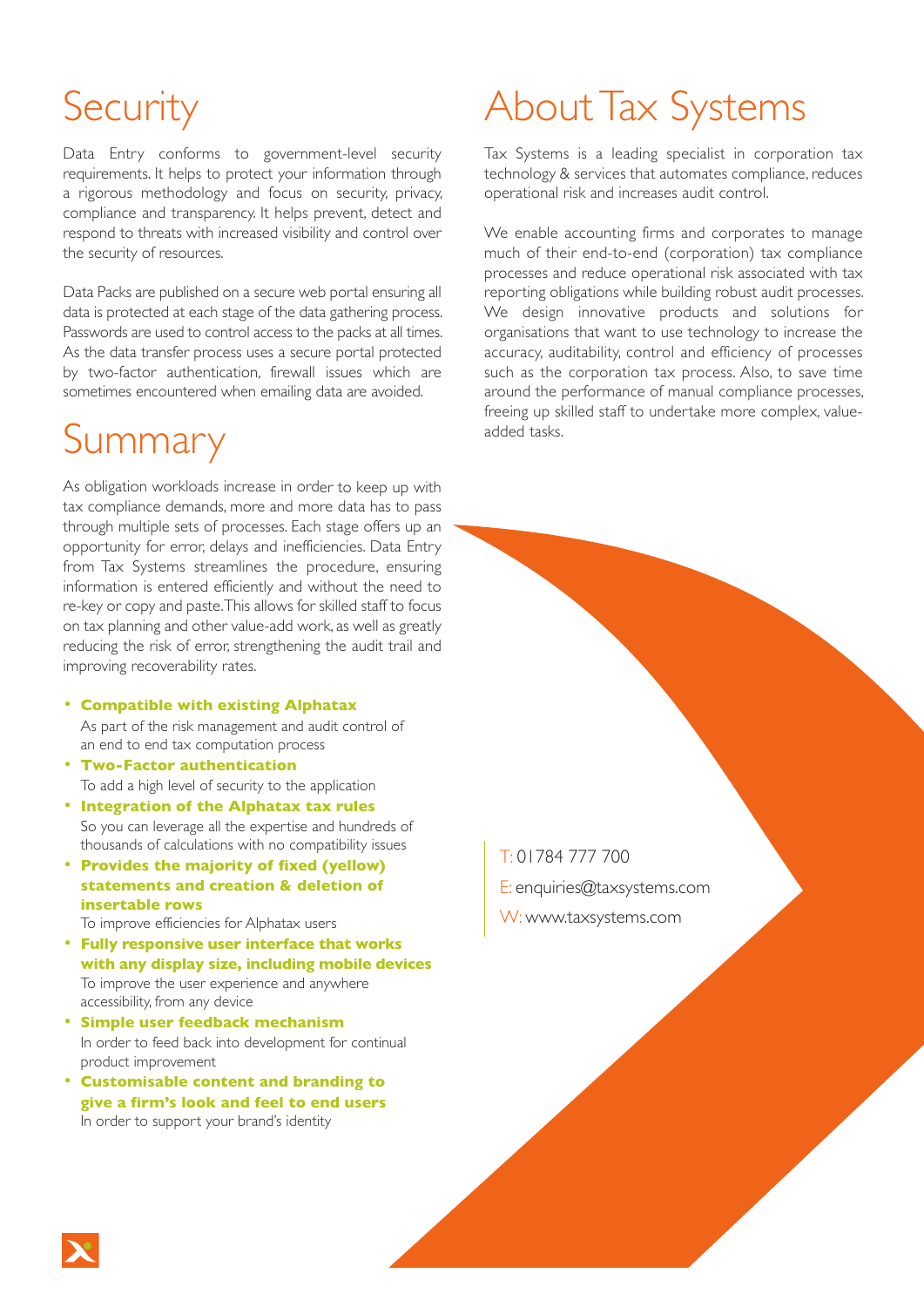# Security

Data Entry conforms to government-level security requirements. It helps to protect your information through a rigorous methodology and focus on security, privacy, compliance and transparency. It helps prevent, detect and respond to threats with increased visibility and control over the security of resources.

Data Packs are published on a secure web portal ensuring all data is protected at each stage of the data gathering process. Passwords are used to control access to the packs at all times. As the data transfer process uses a secure portal protected by two-factor authentication, firewall issues which are sometimes encountered when emailing data are avoided.

# Summary

As obligation workloads increase in order to keep up with tax compliance demands, more and more data has to pass through multiple sets of processes. Each stage offers up an opportunity for error, delays and inefficiencies. Data Entry from Tax Systems streamlines the procedure, ensuring information is entered efficiently and without the need to re-key or copy and paste. This allows for skilled staff to focus on tax planning and other value-add work, as well as greatly reducing the risk of error, strengthening the audit trail and improving recoverability rates.

- **Compatible with existing Alphatax**
  As part of the risk management and audit control of an end to end tax computation process
- **Two-Factor authentication**
  To add a high level of security to the application
- **Integration of the Alphatax tax rules**
  So you can leverage all the expertise and hundreds of thousands of calculations with no compatibility issues
- **Provides the majority of fixed (yellow) statements and creation & deletion of insertable rows**
  To improve efficiencies for Alphatax users
- **Fully responsive user interface that works with any display size, including mobile devices**
  To improve the user experience and anywhere accessibility, from any device
- **Simple user feedback mechanism**
  In order to feed back into development for continual product improvement
- **Customisable content and branding to give a firm's look and feel to end users**
  In order to support your brand's identity

# About Tax Systems

Tax Systems is a leading specialist in corporation tax technology & services that automates compliance, reduces operational risk and increases audit control.

We enable accounting firms and corporates to manage much of their end-to-end (corporation) tax compliance processes and reduce operational risk associated with tax reporting obligations while building robust audit processes. We design innovative products and solutions for organisations that want to use technology to increase the accuracy, auditability, control and efficiency of processes such as the corporation tax process. Also, to save time around the performance of manual compliance processes, freeing up skilled staff to undertake more complex, value-added tasks.

T: 01784 777 700
E: enquiries@taxsystems.com
W: www.taxsystems.com